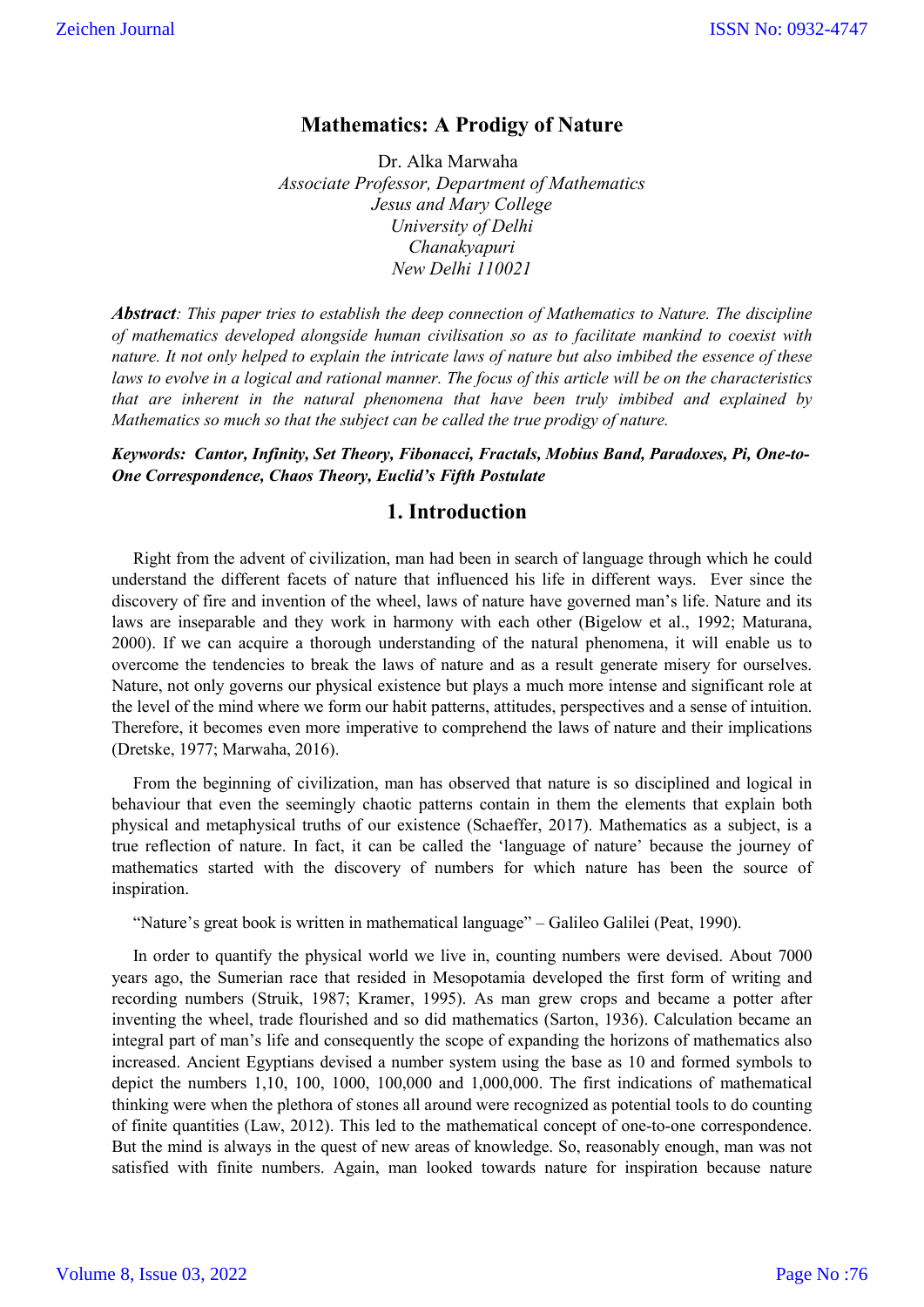# Mathematics: A Prodigy of Nature

Dr. Alka Marwaha

*Associate Professor, Department of Mathematics*
*Jesus and Mary College*
*University of Delhi*
*Chanakyapuri*
*New Delhi 110021*

***Abstract****: This paper tries to establish the deep connection of Mathematics to Nature. The discipline of mathematics developed alongside human civilisation so as to facilitate mankind to coexist with nature. It not only helped to explain the intricate laws of nature but also imbibed the essence of these laws to evolve in a logical and rational manner. The focus of this article will be on the characteristics that are inherent in the natural phenomena that have been truly imbibed and explained by Mathematics so much so that the subject can be called the true prodigy of nature.*

***Keywords: Cantor, Infinity, Set Theory, Fibonacci, Fractals, Mobius Band, Paradoxes, Pi, One-to-One Correspondence, Chaos Theory, Euclid's Fifth Postulate***

## 1. Introduction

Right from the advent of civilization, man had been in search of language through which he could understand the different facets of nature that influenced his life in different ways. Ever since the discovery of fire and invention of the wheel, laws of nature have governed man's life. Nature and its laws are inseparable and they work in harmony with each other (Bigelow et al., 1992; Maturana, 2000). If we can acquire a thorough understanding of the natural phenomena, it will enable us to overcome the tendencies to break the laws of nature and as a result generate misery for ourselves. Nature, not only governs our physical existence but plays a much more intense and significant role at the level of the mind where we form our habit patterns, attitudes, perspectives and a sense of intuition. Therefore, it becomes even more imperative to comprehend the laws of nature and their implications (Dretske, 1977; Marwaha, 2016).

From the beginning of civilization, man has observed that nature is so disciplined and logical in behaviour that even the seemingly chaotic patterns contain in them the elements that explain both physical and metaphysical truths of our existence (Schaeffer, 2017). Mathematics as a subject, is a true reflection of nature. In fact, it can be called the 'language of nature' because the journey of mathematics started with the discovery of numbers for which nature has been the source of inspiration.

"Nature's great book is written in mathematical language" – Galileo Galilei (Peat, 1990).

In order to quantify the physical world we live in, counting numbers were devised. About 7000 years ago, the Sumerian race that resided in Mesopotamia developed the first form of writing and recording numbers (Struik, 1987; Kramer, 1995). As man grew crops and became a potter after inventing the wheel, trade flourished and so did mathematics (Sarton, 1936). Calculation became an integral part of man's life and consequently the scope of expanding the horizons of mathematics also increased. Ancient Egyptians devised a number system using the base as 10 and formed symbols to depict the numbers 1,10, 100, 1000, 100,000 and 1,000,000. The first indications of mathematical thinking were when the plethora of stones all around were recognized as potential tools to do counting of finite quantities (Law, 2012). This led to the mathematical concept of one-to-one correspondence. But the mind is always in the quest of new areas of knowledge. So, reasonably enough, man was not satisfied with finite numbers. Again, man looked towards nature for inspiration because nature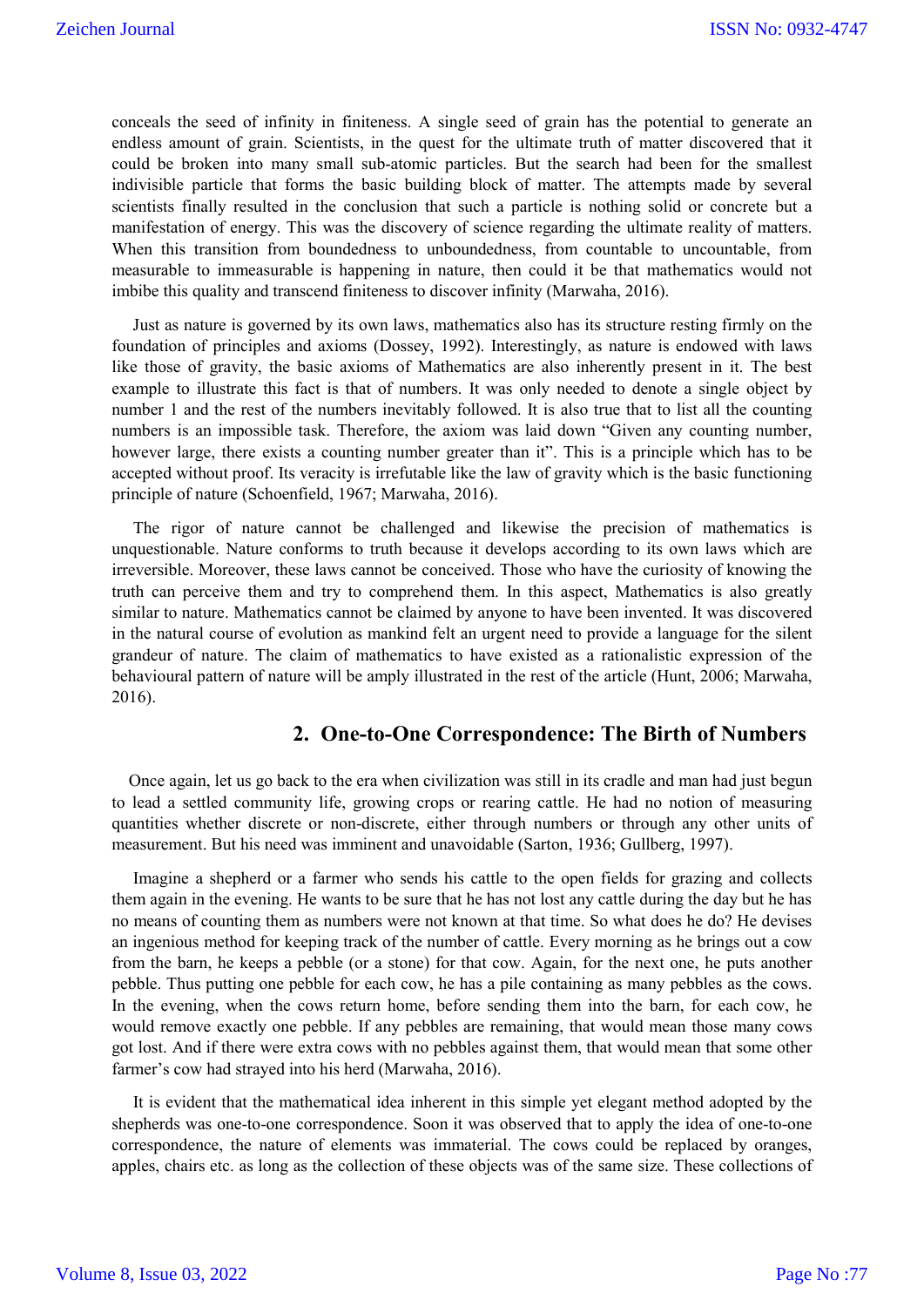conceals the seed of infinity in finiteness. A single seed of grain has the potential to generate an endless amount of grain. Scientists, in the quest for the ultimate truth of matter discovered that it could be broken into many small sub-atomic particles. But the search had been for the smallest indivisible particle that forms the basic building block of matter. The attempts made by several scientists finally resulted in the conclusion that such a particle is nothing solid or concrete but a manifestation of energy. This was the discovery of science regarding the ultimate reality of matters. When this transition from boundedness to unboundedness, from countable to uncountable, from measurable to immeasurable is happening in nature, then could it be that mathematics would not imbibe this quality and transcend finiteness to discover infinity (Marwaha, 2016).

Just as nature is governed by its own laws, mathematics also has its structure resting firmly on the foundation of principles and axioms (Dossey, 1992). Interestingly, as nature is endowed with laws like those of gravity, the basic axioms of Mathematics are also inherently present in it. The best example to illustrate this fact is that of numbers. It was only needed to denote a single object by number 1 and the rest of the numbers inevitably followed. It is also true that to list all the counting numbers is an impossible task. Therefore, the axiom was laid down "Given any counting number, however large, there exists a counting number greater than it". This is a principle which has to be accepted without proof. Its veracity is irrefutable like the law of gravity which is the basic functioning principle of nature (Schoenfield, 1967; Marwaha, 2016).

The rigor of nature cannot be challenged and likewise the precision of mathematics is unquestionable. Nature conforms to truth because it develops according to its own laws which are irreversible. Moreover, these laws cannot be conceived. Those who have the curiosity of knowing the truth can perceive them and try to comprehend them. In this aspect, Mathematics is also greatly similar to nature. Mathematics cannot be claimed by anyone to have been invented. It was discovered in the natural course of evolution as mankind felt an urgent need to provide a language for the silent grandeur of nature. The claim of mathematics to have existed as a rationalistic expression of the behavioural pattern of nature will be amply illustrated in the rest of the article (Hunt, 2006; Marwaha, 2016).

## 2. One-to-One Correspondence: The Birth of Numbers

Once again, let us go back to the era when civilization was still in its cradle and man had just begun to lead a settled community life, growing crops or rearing cattle. He had no notion of measuring quantities whether discrete or non-discrete, either through numbers or through any other units of measurement. But his need was imminent and unavoidable (Sarton, 1936; Gullberg, 1997).

Imagine a shepherd or a farmer who sends his cattle to the open fields for grazing and collects them again in the evening. He wants to be sure that he has not lost any cattle during the day but he has no means of counting them as numbers were not known at that time. So what does he do? He devises an ingenious method for keeping track of the number of cattle. Every morning as he brings out a cow from the barn, he keeps a pebble (or a stone) for that cow. Again, for the next one, he puts another pebble. Thus putting one pebble for each cow, he has a pile containing as many pebbles as the cows. In the evening, when the cows return home, before sending them into the barn, for each cow, he would remove exactly one pebble. If any pebbles are remaining, that would mean those many cows got lost. And if there were extra cows with no pebbles against them, that would mean that some other farmer's cow had strayed into his herd (Marwaha, 2016).

It is evident that the mathematical idea inherent in this simple yet elegant method adopted by the shepherds was one-to-one correspondence. Soon it was observed that to apply the idea of one-to-one correspondence, the nature of elements was immaterial. The cows could be replaced by oranges, apples, chairs etc. as long as the collection of these objects was of the same size. These collections of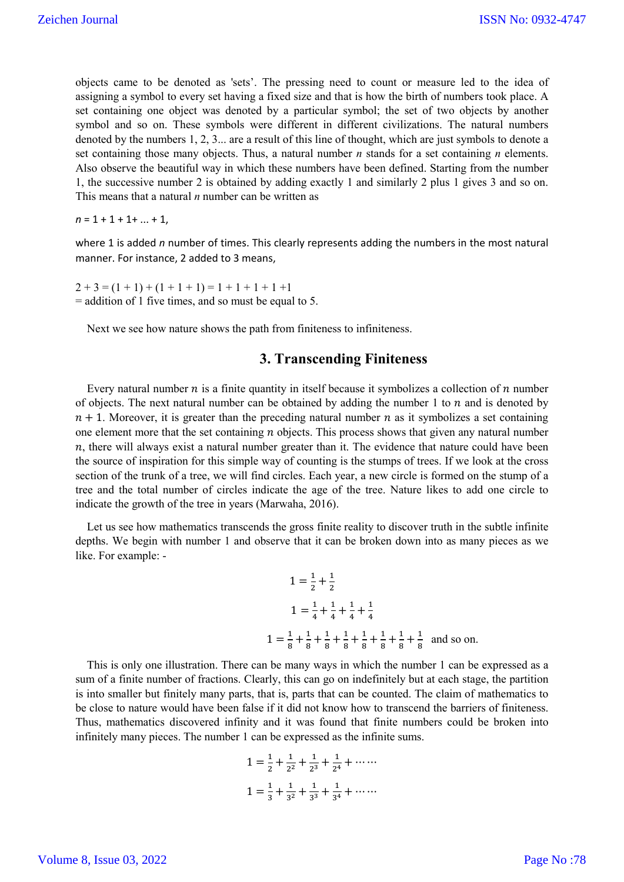objects came to be denoted as 'sets'. The pressing need to count or measure led to the idea of assigning a symbol to every set having a fixed size and that is how the birth of numbers took place. A set containing one object was denoted by a particular symbol; the set of two objects by another symbol and so on. These symbols were different in different civilizations. The natural numbers denoted by the numbers 1, 2, 3... are a result of this line of thought, which are just symbols to denote a set containing those many objects. Thus, a natural number $n$ stands for a set containing $n$ elements. Also observe the beautiful way in which these numbers have been defined. Starting from the number 1, the successive number 2 is obtained by adding exactly 1 and similarly 2 plus 1 gives 3 and so on. This means that a natural $n$ number can be written as

$n = 1 + 1 + 1 + \ldots + 1$,

where 1 is added $n$ number of times. This clearly represents adding the numbers in the most natural manner. For instance, 2 added to 3 means,

$2 + 3 = (1 + 1) + (1 + 1 + 1) = 1 + 1 + 1 + 1 + 1$
= addition of 1 five times, and so must be equal to 5.

Next we see how nature shows the path from finiteness to infiniteness.

## 3. Transcending Finiteness

Every natural number $n$ is a finite quantity in itself because it symbolizes a collection of $n$ number of objects. The next natural number can be obtained by adding the number 1 to $n$ and is denoted by $n + 1$. Moreover, it is greater than the preceding natural number $n$ as it symbolizes a set containing one element more that the set containing $n$ objects. This process shows that given any natural number $n$, there will always exist a natural number greater than it. The evidence that nature could have been the source of inspiration for this simple way of counting is the stumps of trees. If we look at the cross section of the trunk of a tree, we will find circles. Each year, a new circle is formed on the stump of a tree and the total number of circles indicate the age of the tree. Nature likes to add one circle to indicate the growth of the tree in years (Marwaha, 2016).

Let us see how mathematics transcends the gross finite reality to discover truth in the subtle infinite depths. We begin with number 1 and observe that it can be broken down into as many pieces as we like. For example: -

$$1 = \frac{1}{2} + \frac{1}{2}$$

$$1 = \frac{1}{4} + \frac{1}{4} + \frac{1}{4} + \frac{1}{4}$$

$$1 = \frac{1}{8} + \frac{1}{8} + \frac{1}{8} + \frac{1}{8} + \frac{1}{8} + \frac{1}{8} + \frac{1}{8} + \frac{1}{8} \quad \text{and so on.}$$

This is only one illustration. There can be many ways in which the number 1 can be expressed as a sum of a finite number of fractions. Clearly, this can go on indefinitely but at each stage, the partition is into smaller but finitely many parts, that is, parts that can be counted. The claim of mathematics to be close to nature would have been false if it did not know how to transcend the barriers of finiteness. Thus, mathematics discovered infinity and it was found that finite numbers could be broken into infinitely many pieces. The number 1 can be expressed as the infinite sums.

$$1 = \frac{1}{2} + \frac{1}{2^2} + \frac{1}{2^3} + \frac{1}{2^4} + \cdots\cdots$$

$$1 = \frac{1}{3} + \frac{1}{3^2} + \frac{1}{3^3} + \frac{1}{3^4} + \cdots\cdots$$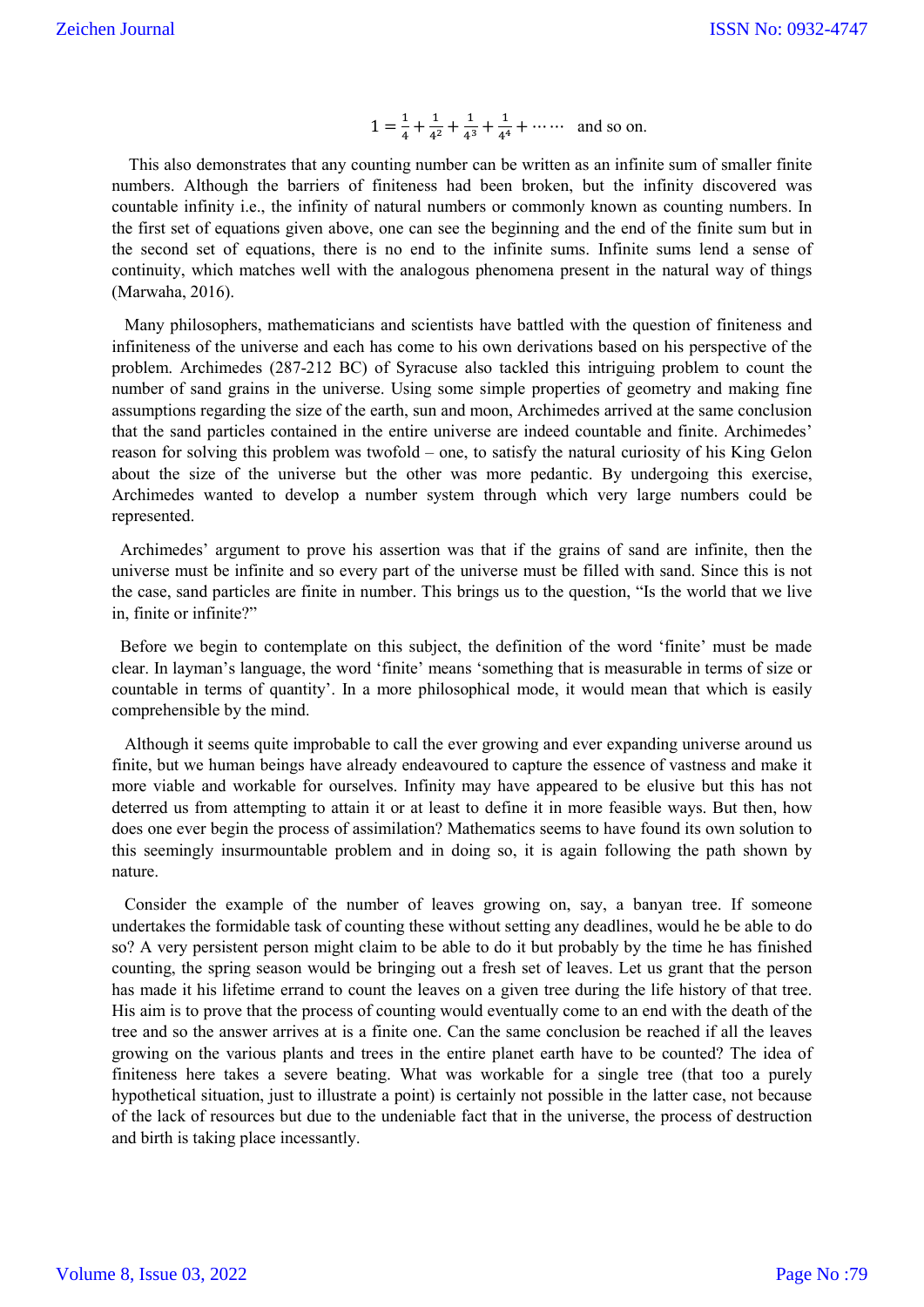$$1 = \frac{1}{4} + \frac{1}{4^2} + \frac{1}{4^3} + \frac{1}{4^4} + \cdots\cdots \quad \text{and so on.}$$

This also demonstrates that any counting number can be written as an infinite sum of smaller finite numbers. Although the barriers of finiteness had been broken, but the infinity discovered was countable infinity i.e., the infinity of natural numbers or commonly known as counting numbers. In the first set of equations given above, one can see the beginning and the end of the finite sum but in the second set of equations, there is no end to the infinite sums. Infinite sums lend a sense of continuity, which matches well with the analogous phenomena present in the natural way of things (Marwaha, 2016).

Many philosophers, mathematicians and scientists have battled with the question of finiteness and infiniteness of the universe and each has come to his own derivations based on his perspective of the problem. Archimedes (287-212 BC) of Syracuse also tackled this intriguing problem to count the number of sand grains in the universe. Using some simple properties of geometry and making fine assumptions regarding the size of the earth, sun and moon, Archimedes arrived at the same conclusion that the sand particles contained in the entire universe are indeed countable and finite. Archimedes' reason for solving this problem was twofold – one, to satisfy the natural curiosity of his King Gelon about the size of the universe but the other was more pedantic. By undergoing this exercise, Archimedes wanted to develop a number system through which very large numbers could be represented.

Archimedes' argument to prove his assertion was that if the grains of sand are infinite, then the universe must be infinite and so every part of the universe must be filled with sand. Since this is not the case, sand particles are finite in number. This brings us to the question, "Is the world that we live in, finite or infinite?"

Before we begin to contemplate on this subject, the definition of the word 'finite' must be made clear. In layman's language, the word 'finite' means 'something that is measurable in terms of size or countable in terms of quantity'. In a more philosophical mode, it would mean that which is easily comprehensible by the mind.

Although it seems quite improbable to call the ever growing and ever expanding universe around us finite, but we human beings have already endeavoured to capture the essence of vastness and make it more viable and workable for ourselves. Infinity may have appeared to be elusive but this has not deterred us from attempting to attain it or at least to define it in more feasible ways. But then, how does one ever begin the process of assimilation? Mathematics seems to have found its own solution to this seemingly insurmountable problem and in doing so, it is again following the path shown by nature.

Consider the example of the number of leaves growing on, say, a banyan tree. If someone undertakes the formidable task of counting these without setting any deadlines, would he be able to do so? A very persistent person might claim to be able to do it but probably by the time he has finished counting, the spring season would be bringing out a fresh set of leaves. Let us grant that the person has made it his lifetime errand to count the leaves on a given tree during the life history of that tree. His aim is to prove that the process of counting would eventually come to an end with the death of the tree and so the answer arrives at is a finite one. Can the same conclusion be reached if all the leaves growing on the various plants and trees in the entire planet earth have to be counted? The idea of finiteness here takes a severe beating. What was workable for a single tree (that too a purely hypothetical situation, just to illustrate a point) is certainly not possible in the latter case, not because of the lack of resources but due to the undeniable fact that in the universe, the process of destruction and birth is taking place incessantly.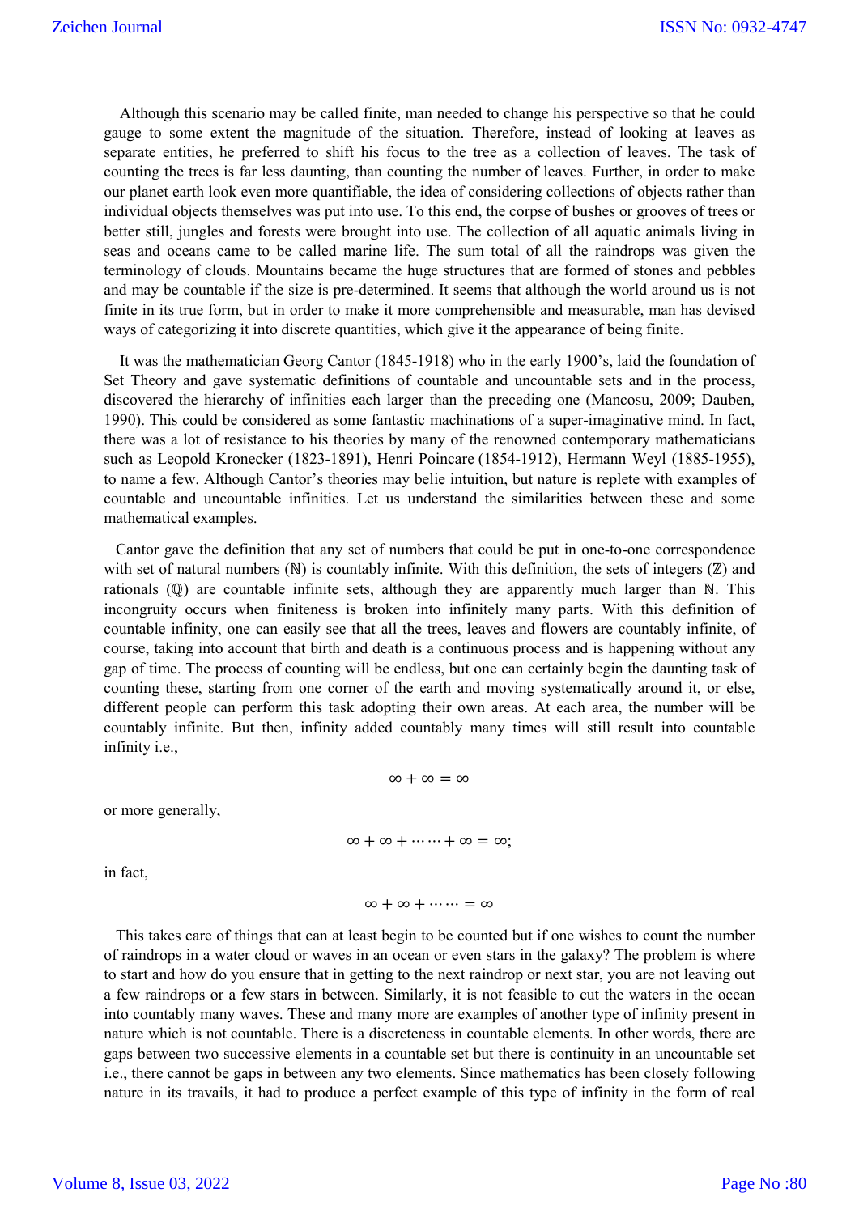Although this scenario may be called finite, man needed to change his perspective so that he could gauge to some extent the magnitude of the situation. Therefore, instead of looking at leaves as separate entities, he preferred to shift his focus to the tree as a collection of leaves. The task of counting the trees is far less daunting, than counting the number of leaves. Further, in order to make our planet earth look even more quantifiable, the idea of considering collections of objects rather than individual objects themselves was put into use. To this end, the corpse of bushes or grooves of trees or better still, jungles and forests were brought into use. The collection of all aquatic animals living in seas and oceans came to be called marine life. The sum total of all the raindrops was given the terminology of clouds. Mountains became the huge structures that are formed of stones and pebbles and may be countable if the size is pre-determined. It seems that although the world around us is not finite in its true form, but in order to make it more comprehensible and measurable, man has devised ways of categorizing it into discrete quantities, which give it the appearance of being finite.

It was the mathematician Georg Cantor (1845-1918) who in the early 1900's, laid the foundation of Set Theory and gave systematic definitions of countable and uncountable sets and in the process, discovered the hierarchy of infinities each larger than the preceding one (Mancosu, 2009; Dauben, 1990). This could be considered as some fantastic machinations of a super-imaginative mind. In fact, there was a lot of resistance to his theories by many of the renowned contemporary mathematicians such as Leopold Kronecker (1823-1891), Henri Poincaire (1854-1912), Hermann Weyl (1885-1955), to name a few. Although Cantor's theories may belie intuition, but nature is replete with examples of countable and uncountable infinities. Let us understand the similarities between these and some mathematical examples.

Cantor gave the definition that any set of numbers that could be put in one-to-one correspondence with set of natural numbers ($\mathbb{N}$) is countably infinite. With this definition, the sets of integers ($\mathbb{Z}$) and rationals ($\mathbb{Q}$) are countable infinite sets, although they are apparently much larger than $\mathbb{N}$. This incongruity occurs when finiteness is broken into infinitely many parts. With this definition of countable infinity, one can easily see that all the trees, leaves and flowers are countably infinite, of course, taking into account that birth and death is a continuous process and is happening without any gap of time. The process of counting will be endless, but one can certainly begin the daunting task of counting these, starting from one corner of the earth and moving systematically around it, or else, different people can perform this task adopting their own areas. At each area, the number will be countably infinite. But then, infinity added countably many times will still result into countable infinity i.e.,

$$\infty + \infty = \infty$$

or more generally,

$$\infty + \infty + \cdots\cdots + \infty = \infty;$$

in fact,

$$\infty + \infty + \cdots\cdots = \infty$$

This takes care of things that can at least begin to be counted but if one wishes to count the number of raindrops in a water cloud or waves in an ocean or even stars in the galaxy? The problem is where to start and how do you ensure that in getting to the next raindrop or next star, you are not leaving out a few raindrops or a few stars in between. Similarly, it is not feasible to cut the waters in the ocean into countably many waves. These and many more are examples of another type of infinity present in nature which is not countable. There is a discreteness in countable elements. In other words, there are gaps between two successive elements in a countable set but there is continuity in an uncountable set i.e., there cannot be gaps in between any two elements. Since mathematics has been closely following nature in its travails, it had to produce a perfect example of this type of infinity in the form of real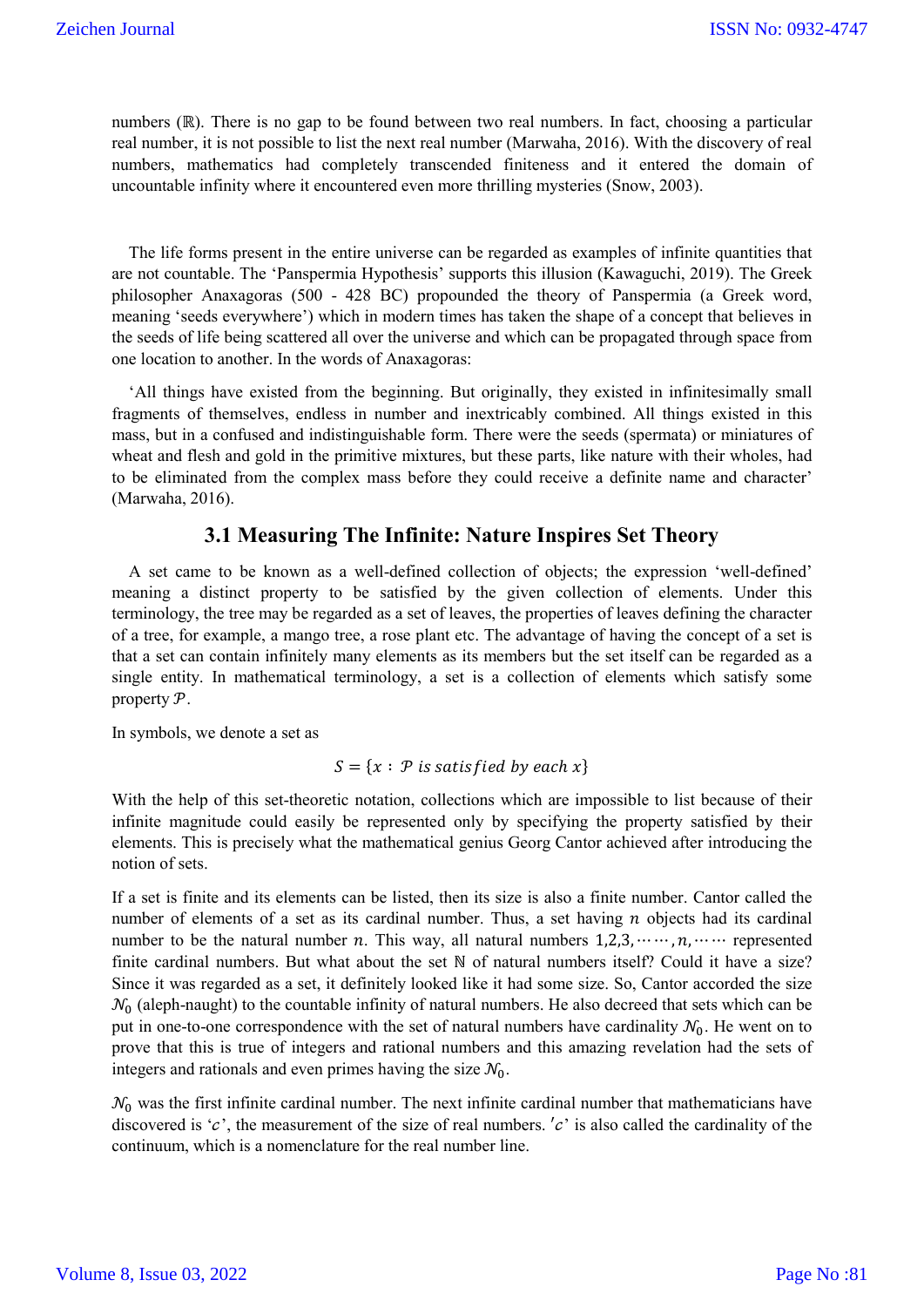numbers ($\mathbb{R}$). There is no gap to be found between two real numbers. In fact, choosing a particular real number, it is not possible to list the next real number (Marwaha, 2016). With the discovery of real numbers, mathematics had completely transcended finiteness and it entered the domain of uncountable infinity where it encountered even more thrilling mysteries (Snow, 2003).

The life forms present in the entire universe can be regarded as examples of infinite quantities that are not countable. The 'Panspermia Hypothesis' supports this illusion (Kawaguchi, 2019). The Greek philosopher Anaxagoras (500 - 428 BC) propounded the theory of Panspermia (a Greek word, meaning 'seeds everywhere') which in modern times has taken the shape of a concept that believes in the seeds of life being scattered all over the universe and which can be propagated through space from one location to another. In the words of Anaxagoras:

'All things have existed from the beginning. But originally, they existed in infinitesimally small fragments of themselves, endless in number and inextricably combined. All things existed in this mass, but in a confused and indistinguishable form. There were the seeds (spermata) or miniatures of wheat and flesh and gold in the primitive mixtures, but these parts, like nature with their wholes, had to be eliminated from the complex mass before they could receive a definite name and character' (Marwaha, 2016).

## 3.1 Measuring The Infinite: Nature Inspires Set Theory

A set came to be known as a well-defined collection of objects; the expression 'well-defined' meaning a distinct property to be satisfied by the given collection of elements. Under this terminology, the tree may be regarded as a set of leaves, the properties of leaves defining the character of a tree, for example, a mango tree, a rose plant etc. The advantage of having the concept of a set is that a set can contain infinitely many elements as its members but the set itself can be regarded as a single entity. In mathematical terminology, a set is a collection of elements which satisfy some property $\mathcal{P}$.

In symbols, we denote a set as

$$S = \{x : \mathcal{P} \text{ is satisfied by each } x\}$$

With the help of this set-theoretic notation, collections which are impossible to list because of their infinite magnitude could easily be represented only by specifying the property satisfied by their elements. This is precisely what the mathematical genius Georg Cantor achieved after introducing the notion of sets.

If a set is finite and its elements can be listed, then its size is also a finite number. Cantor called the number of elements of a set as its cardinal number. Thus, a set having $n$ objects had its cardinal number to be the natural number $n$. This way, all natural numbers $1,2,3,\cdots\cdots,n,\cdots\cdots$ represented finite cardinal numbers. But what about the set $\mathbb{N}$ of natural numbers itself? Could it have a size? Since it was regarded as a set, it definitely looked like it had some size. So, Cantor accorded the size $\mathcal{N}_0$ (aleph-naught) to the countable infinity of natural numbers. He also decreed that sets which can be put in one-to-one correspondence with the set of natural numbers have cardinality $\mathcal{N}_0$. He went on to prove that this is true of integers and rational numbers and this amazing revelation had the sets of integers and rationals and even primes having the size $\mathcal{N}_0$.

$\mathcal{N}_0$ was the first infinite cardinal number. The next infinite cardinal number that mathematicians have discovered is '$c$', the measurement of the size of real numbers. '$c$' is also called the cardinality of the continuum, which is a nomenclature for the real number line.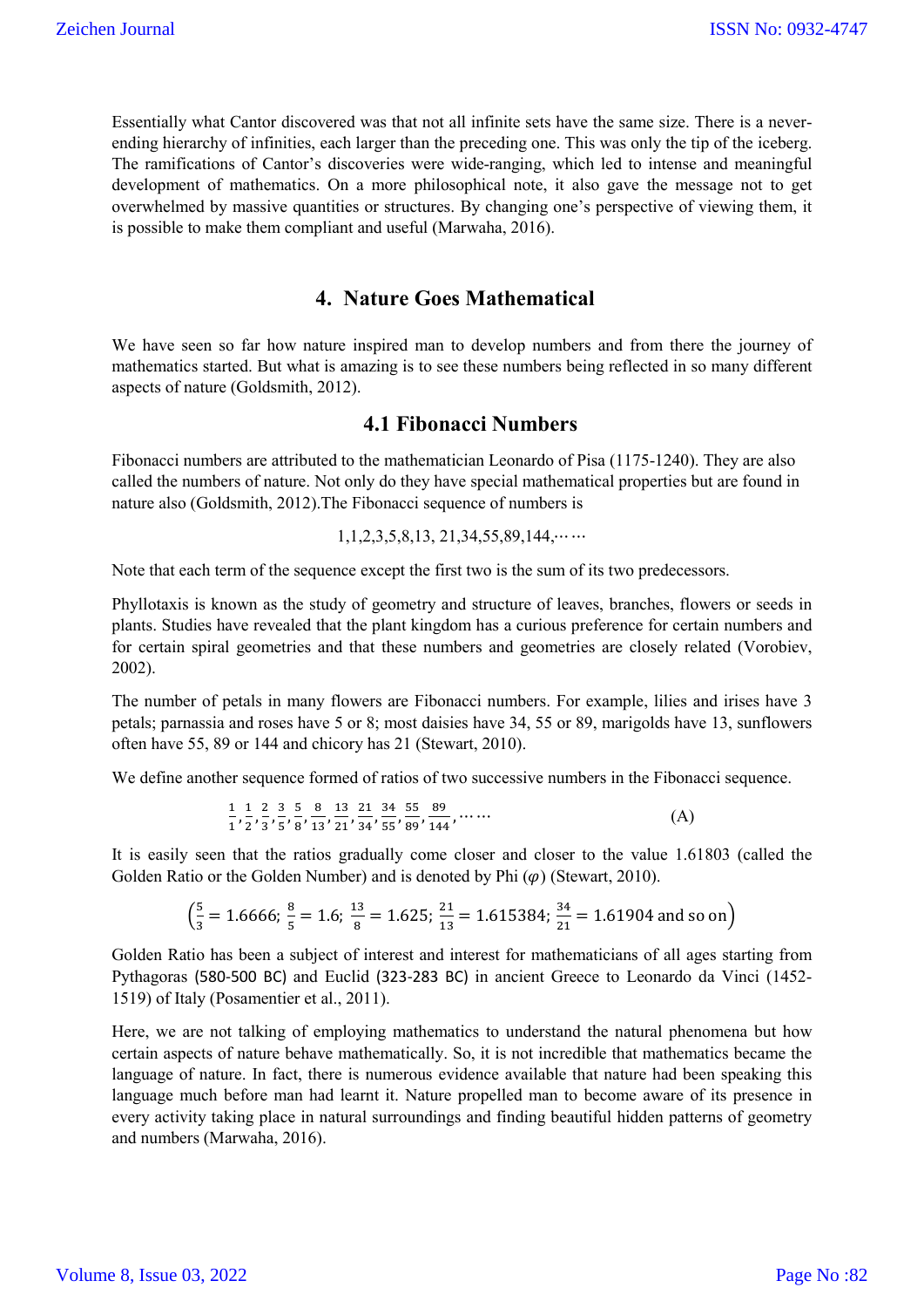Essentially what Cantor discovered was that not all infinite sets have the same size. There is a never-ending hierarchy of infinities, each larger than the preceding one. This was only the tip of the iceberg. The ramifications of Cantor's discoveries were wide-ranging, which led to intense and meaningful development of mathematics. On a more philosophical note, it also gave the message not to get overwhelmed by massive quantities or structures. By changing one's perspective of viewing them, it is possible to make them compliant and useful (Marwaha, 2016).

## 4. Nature Goes Mathematical

We have seen so far how nature inspired man to develop numbers and from there the journey of mathematics started. But what is amazing is to see these numbers being reflected in so many different aspects of nature (Goldsmith, 2012).

### 4.1 Fibonacci Numbers

Fibonacci numbers are attributed to the mathematician Leonardo of Pisa (1175-1240). They are also called the numbers of nature. Not only do they have special mathematical properties but are found in nature also (Goldsmith, 2012).The Fibonacci sequence of numbers is

$$1,1,2,3,5,8,13,21,34,55,89,144,\cdots\cdots$$

Note that each term of the sequence except the first two is the sum of its two predecessors.

Phyllotaxis is known as the study of geometry and structure of leaves, branches, flowers or seeds in plants. Studies have revealed that the plant kingdom has a curious preference for certain numbers and for certain spiral geometries and that these numbers and geometries are closely related (Vorobiev, 2002).

The number of petals in many flowers are Fibonacci numbers. For example, lilies and irises have 3 petals; parnassia and roses have 5 or 8; most daisies have 34, 55 or 89, marigolds have 13, sunflowers often have 55, 89 or 144 and chicory has 21 (Stewart, 2010).

We define another sequence formed of ratios of two successive numbers in the Fibonacci sequence.

$$\frac{1}{1},\frac{1}{2},\frac{2}{3},\frac{3}{5},\frac{5}{8},\frac{8}{13},\frac{13}{21},\frac{21}{34},\frac{34}{55},\frac{55}{89},\frac{89}{144},\cdots\cdots \qquad \text{(A)}$$

It is easily seen that the ratios gradually come closer and closer to the value 1.61803 (called the Golden Ratio or the Golden Number) and is denoted by Phi ($\varphi$) (Stewart, 2010).

$$\left(\frac{5}{3}=1.6666;\ \frac{8}{5}=1.6;\ \frac{13}{8}=1.625;\ \frac{21}{13}=1.615384;\ \frac{34}{21}=1.61904 \text{ and so on}\right)$$

Golden Ratio has been a subject of interest and interest for mathematicians of all ages starting from Pythagoras (580-500 BC) and Euclid (323-283 BC) in ancient Greece to Leonardo da Vinci (1452-1519) of Italy (Posamentier et al., 2011).

Here, we are not talking of employing mathematics to understand the natural phenomena but how certain aspects of nature behave mathematically. So, it is not incredible that mathematics became the language of nature. In fact, there is numerous evidence available that nature had been speaking this language much before man had learnt it. Nature propelled man to become aware of its presence in every activity taking place in natural surroundings and finding beautiful hidden patterns of geometry and numbers (Marwaha, 2016).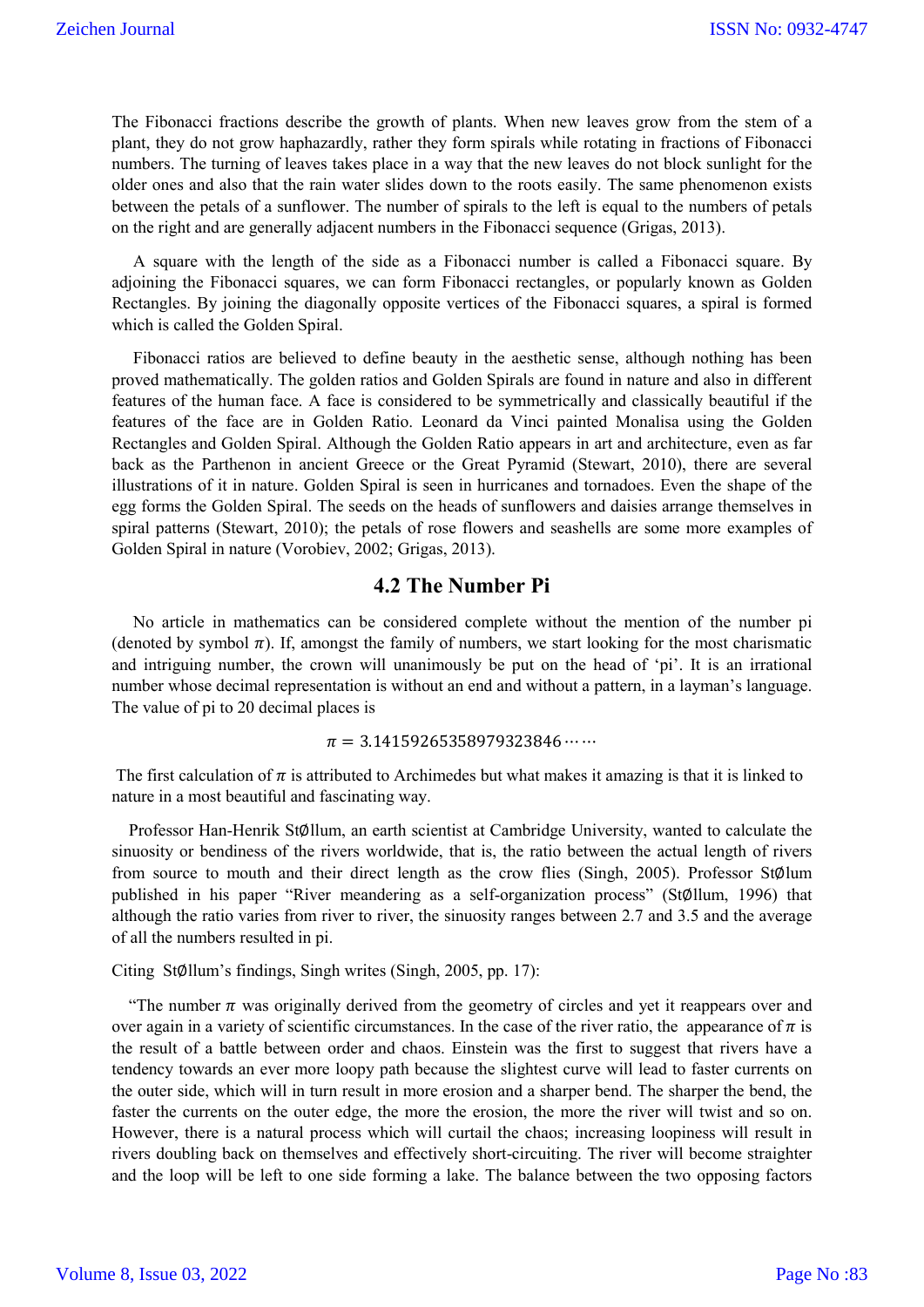The Fibonacci fractions describe the growth of plants. When new leaves grow from the stem of a plant, they do not grow haphazardly, rather they form spirals while rotating in fractions of Fibonacci numbers. The turning of leaves takes place in a way that the new leaves do not block sunlight for the older ones and also that the rain water slides down to the roots easily. The same phenomenon exists between the petals of a sunflower. The number of spirals to the left is equal to the numbers of petals on the right and are generally adjacent numbers in the Fibonacci sequence (Grigas, 2013).

A square with the length of the side as a Fibonacci number is called a Fibonacci square. By adjoining the Fibonacci squares, we can form Fibonacci rectangles, or popularly known as Golden Rectangles. By joining the diagonally opposite vertices of the Fibonacci squares, a spiral is formed which is called the Golden Spiral.

Fibonacci ratios are believed to define beauty in the aesthetic sense, although nothing has been proved mathematically. The golden ratios and Golden Spirals are found in nature and also in different features of the human face. A face is considered to be symmetrically and classically beautiful if the features of the face are in Golden Ratio. Leonard da Vinci painted Monalisa using the Golden Rectangles and Golden Spiral. Although the Golden Ratio appears in art and architecture, even as far back as the Parthenon in ancient Greece or the Great Pyramid (Stewart, 2010), there are several illustrations of it in nature. Golden Spiral is seen in hurricanes and tornadoes. Even the shape of the egg forms the Golden Spiral. The seeds on the heads of sunflowers and daisies arrange themselves in spiral patterns (Stewart, 2010); the petals of rose flowers and seashells are some more examples of Golden Spiral in nature (Vorobiev, 2002; Grigas, 2013).

## 4.2 The Number Pi

No article in mathematics can be considered complete without the mention of the number pi (denoted by symbol $\pi$). If, amongst the family of numbers, we start looking for the most charismatic and intriguing number, the crown will unanimously be put on the head of 'pi'. It is an irrational number whose decimal representation is without an end and without a pattern, in a layman's language. The value of pi to 20 decimal places is

$$\pi = 3.14159265358979323846 \cdots\cdots$$

The first calculation of $\pi$ is attributed to Archimedes but what makes it amazing is that it is linked to nature in a most beautiful and fascinating way.

Professor Han-Henrik StØllum, an earth scientist at Cambridge University, wanted to calculate the sinuosity or bendiness of the rivers worldwide, that is, the ratio between the actual length of rivers from source to mouth and their direct length as the crow flies (Singh, 2005). Professor StØlum published in his paper "River meandering as a self-organization process" (StØllum, 1996) that although the ratio varies from river to river, the sinuosity ranges between 2.7 and 3.5 and the average of all the numbers resulted in pi.

Citing StØllum's findings, Singh writes (Singh, 2005, pp. 17):

"The number $\pi$ was originally derived from the geometry of circles and yet it reappears over and over again in a variety of scientific circumstances. In the case of the river ratio, the appearance of $\pi$ is the result of a battle between order and chaos. Einstein was the first to suggest that rivers have a tendency towards an ever more loopy path because the slightest curve will lead to faster currents on the outer side, which will in turn result in more erosion and a sharper bend. The sharper the bend, the faster the currents on the outer edge, the more the erosion, the more the river will twist and so on. However, there is a natural process which will curtail the chaos; increasing loopiness will result in rivers doubling back on themselves and effectively short-circuiting. The river will become straighter and the loop will be left to one side forming a lake. The balance between the two opposing factors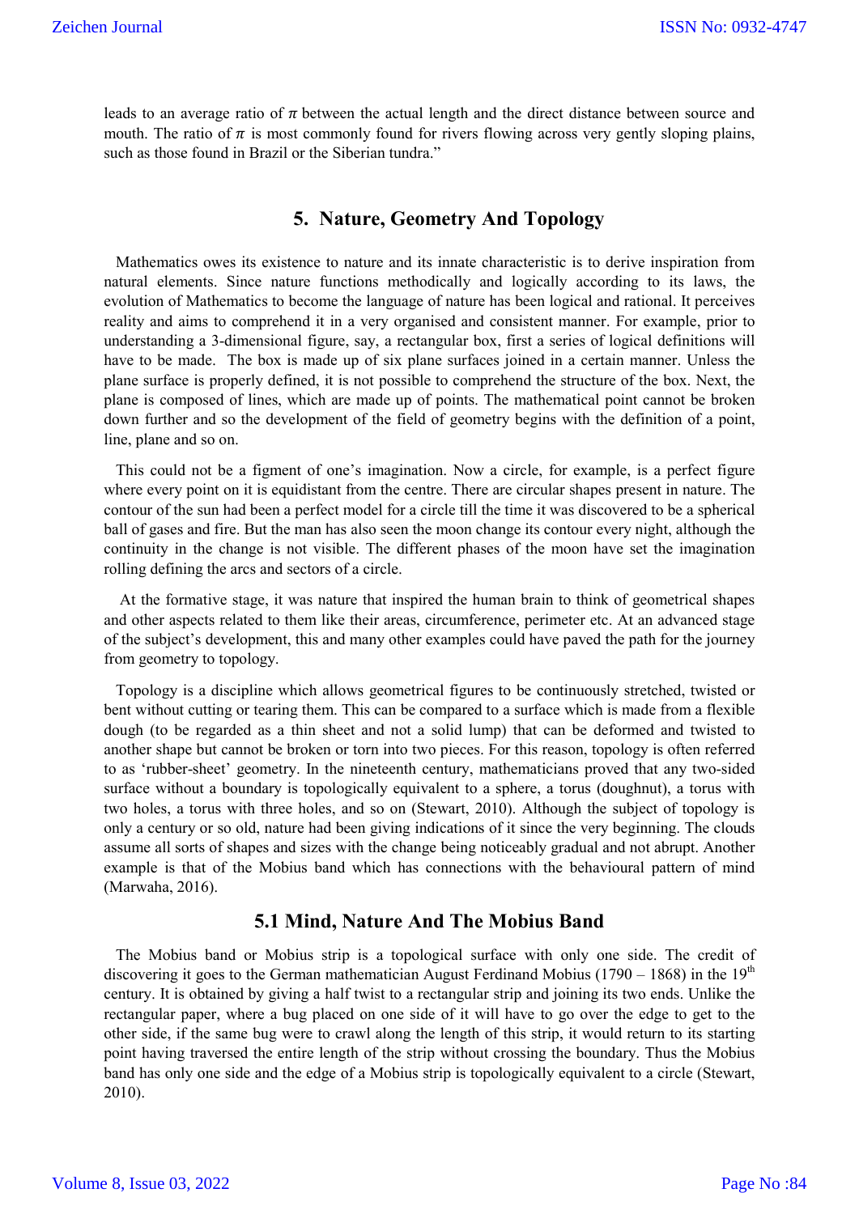leads to an average ratio of $\pi$ between the actual length and the direct distance between source and mouth. The ratio of $\pi$ is most commonly found for rivers flowing across very gently sloping plains, such as those found in Brazil or the Siberian tundra."

## 5. Nature, Geometry And Topology

Mathematics owes its existence to nature and its innate characteristic is to derive inspiration from natural elements. Since nature functions methodically and logically according to its laws, the evolution of Mathematics to become the language of nature has been logical and rational. It perceives reality and aims to comprehend it in a very organised and consistent manner. For example, prior to understanding a 3-dimensional figure, say, a rectangular box, first a series of logical definitions will have to be made. The box is made up of six plane surfaces joined in a certain manner. Unless the plane surface is properly defined, it is not possible to comprehend the structure of the box. Next, the plane is composed of lines, which are made up of points. The mathematical point cannot be broken down further and so the development of the field of geometry begins with the definition of a point, line, plane and so on.

This could not be a figment of one's imagination. Now a circle, for example, is a perfect figure where every point on it is equidistant from the centre. There are circular shapes present in nature. The contour of the sun had been a perfect model for a circle till the time it was discovered to be a spherical ball of gases and fire. But the man has also seen the moon change its contour every night, although the continuity in the change is not visible. The different phases of the moon have set the imagination rolling defining the arcs and sectors of a circle.

At the formative stage, it was nature that inspired the human brain to think of geometrical shapes and other aspects related to them like their areas, circumference, perimeter etc. At an advanced stage of the subject's development, this and many other examples could have paved the path for the journey from geometry to topology.

Topology is a discipline which allows geometrical figures to be continuously stretched, twisted or bent without cutting or tearing them. This can be compared to a surface which is made from a flexible dough (to be regarded as a thin sheet and not a solid lump) that can be deformed and twisted to another shape but cannot be broken or torn into two pieces. For this reason, topology is often referred to as 'rubber-sheet' geometry. In the nineteenth century, mathematicians proved that any two-sided surface without a boundary is topologically equivalent to a sphere, a torus (doughnut), a torus with two holes, a torus with three holes, and so on (Stewart, 2010). Although the subject of topology is only a century or so old, nature had been giving indications of it since the very beginning. The clouds assume all sorts of shapes and sizes with the change being noticeably gradual and not abrupt. Another example is that of the Mobius band which has connections with the behavioural pattern of mind (Marwaha, 2016).

### 5.1 Mind, Nature And The Mobius Band

The Mobius band or Mobius strip is a topological surface with only one side. The credit of discovering it goes to the German mathematician August Ferdinand Mobius (1790 – 1868) in the 19th century. It is obtained by giving a half twist to a rectangular strip and joining its two ends. Unlike the rectangular paper, where a bug placed on one side of it will have to go over the edge to get to the other side, if the same bug were to crawl along the length of this strip, it would return to its starting point having traversed the entire length of the strip without crossing the boundary. Thus the Mobius band has only one side and the edge of a Mobius strip is topologically equivalent to a circle (Stewart, 2010).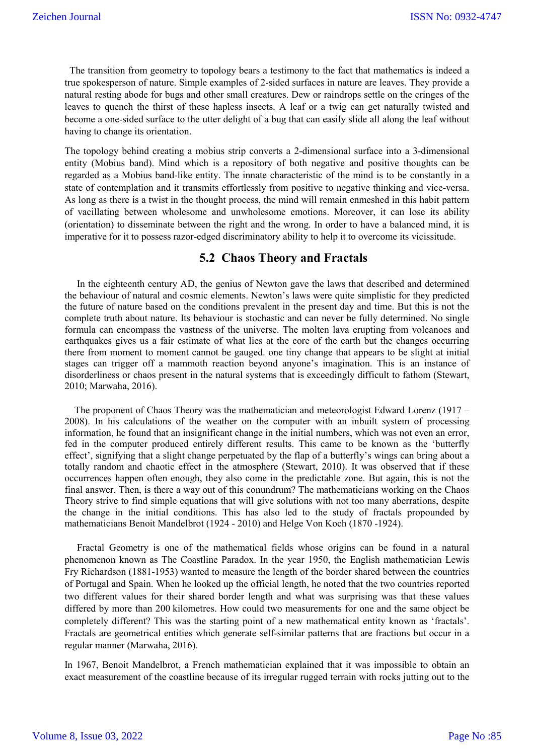The transition from geometry to topology bears a testimony to the fact that mathematics is indeed a true spokesperson of nature. Simple examples of 2-sided surfaces in nature are leaves. They provide a natural resting abode for bugs and other small creatures. Dew or raindrops settle on the cringes of the leaves to quench the thirst of these hapless insects. A leaf or a twig can get naturally twisted and become a one-sided surface to the utter delight of a bug that can easily slide all along the leaf without having to change its orientation.

The topology behind creating a mobius strip converts a 2-dimensional surface into a 3-dimensional entity (Mobius band). Mind which is a repository of both negative and positive thoughts can be regarded as a Mobius band-like entity. The innate characteristic of the mind is to be constantly in a state of contemplation and it transmits effortlessly from positive to negative thinking and vice-versa. As long as there is a twist in the thought process, the mind will remain enmeshed in this habit pattern of vacillating between wholesome and unwholesome emotions. Moreover, it can lose its ability (orientation) to disseminate between the right and the wrong. In order to have a balanced mind, it is imperative for it to possess razor-edged discriminatory ability to help it to overcome its vicissitude.

## 5.2 Chaos Theory and Fractals

In the eighteenth century AD, the genius of Newton gave the laws that described and determined the behaviour of natural and cosmic elements. Newton's laws were quite simplistic for they predicted the future of nature based on the conditions prevalent in the present day and time. But this is not the complete truth about nature. Its behaviour is stochastic and can never be fully determined. No single formula can encompass the vastness of the universe. The molten lava erupting from volcanoes and earthquakes gives us a fair estimate of what lies at the core of the earth but the changes occurring there from moment to moment cannot be gauged. one tiny change that appears to be slight at initial stages can trigger off a mammoth reaction beyond anyone's imagination. This is an instance of disorderliness or chaos present in the natural systems that is exceedingly difficult to fathom (Stewart, 2010; Marwaha, 2016).

The proponent of Chaos Theory was the mathematician and meteorologist Edward Lorenz (1917 – 2008). In his calculations of the weather on the computer with an inbuilt system of processing information, he found that an insignificant change in the initial numbers, which was not even an error, fed in the computer produced entirely different results. This came to be known as the 'butterfly effect', signifying that a slight change perpetuated by the flap of a butterfly's wings can bring about a totally random and chaotic effect in the atmosphere (Stewart, 2010). It was observed that if these occurrences happen often enough, they also come in the predictable zone. But again, this is not the final answer. Then, is there a way out of this conundrum? The mathematicians working on the Chaos Theory strive to find simple equations that will give solutions with not too many aberrations, despite the change in the initial conditions. This has also led to the study of fractals propounded by mathematicians Benoit Mandelbrot (1924 - 2010) and Helge Von Koch (1870 -1924).

Fractal Geometry is one of the mathematical fields whose origins can be found in a natural phenomenon known as The Coastline Paradox. In the year 1950, the English mathematician Lewis Fry Richardson (1881-1953) wanted to measure the length of the border shared between the countries of Portugal and Spain. When he looked up the official length, he noted that the two countries reported two different values for their shared border length and what was surprising was that these values differed by more than 200 kilometres. How could two measurements for one and the same object be completely different? This was the starting point of a new mathematical entity known as 'fractals'. Fractals are geometrical entities which generate self-similar patterns that are fractions but occur in a regular manner (Marwaha, 2016).

In 1967, Benoit Mandelbrot, a French mathematician explained that it was impossible to obtain an exact measurement of the coastline because of its irregular rugged terrain with rocks jutting out to the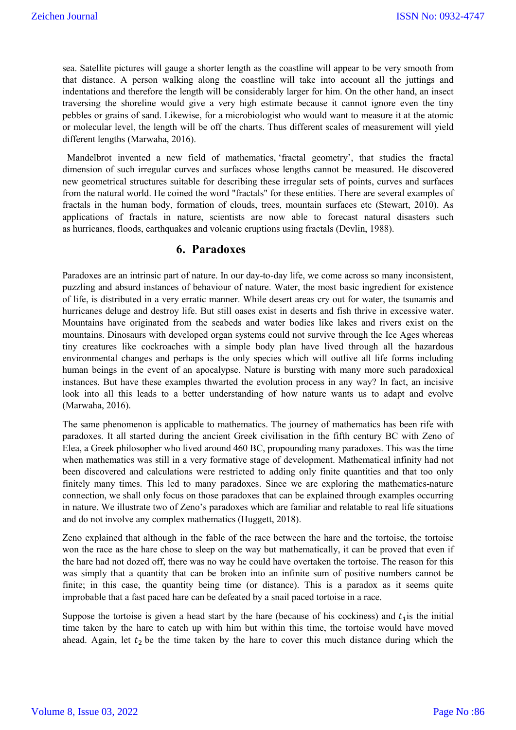sea. Satellite pictures will gauge a shorter length as the coastline will appear to be very smooth from that distance. A person walking along the coastline will take into account all the juttings and indentations and therefore the length will be considerably larger for him. On the other hand, an insect traversing the shoreline would give a very high estimate because it cannot ignore even the tiny pebbles or grains of sand. Likewise, for a microbiologist who would want to measure it at the atomic or molecular level, the length will be off the charts. Thus different scales of measurement will yield different lengths (Marwaha, 2016).

Mandelbrot invented a new field of mathematics, 'fractal geometry', that studies the fractal dimension of such irregular curves and surfaces whose lengths cannot be measured. He discovered new geometrical structures suitable for describing these irregular sets of points, curves and surfaces from the natural world. He coined the word "fractals" for these entities. There are several examples of fractals in the human body, formation of clouds, trees, mountain surfaces etc (Stewart, 2010). As applications of fractals in nature, scientists are now able to forecast natural disasters such as hurricanes, floods, earthquakes and volcanic eruptions using fractals (Devlin, 1988).

## 6. Paradoxes

Paradoxes are an intrinsic part of nature. In our day-to-day life, we come across so many inconsistent, puzzling and absurd instances of behaviour of nature. Water, the most basic ingredient for existence of life, is distributed in a very erratic manner. While desert areas cry out for water, the tsunamis and hurricanes deluge and destroy life. But still oases exist in deserts and fish thrive in excessive water. Mountains have originated from the seabeds and water bodies like lakes and rivers exist on the mountains. Dinosaurs with developed organ systems could not survive through the Ice Ages whereas tiny creatures like cockroaches with a simple body plan have lived through all the hazardous environmental changes and perhaps is the only species which will outlive all life forms including human beings in the event of an apocalypse. Nature is bursting with many more such paradoxical instances. But have these examples thwarted the evolution process in any way? In fact, an incisive look into all this leads to a better understanding of how nature wants us to adapt and evolve (Marwaha, 2016).

The same phenomenon is applicable to mathematics. The journey of mathematics has been rife with paradoxes. It all started during the ancient Greek civilisation in the fifth century BC with Zeno of Elea, a Greek philosopher who lived around 460 BC, propounding many paradoxes. This was the time when mathematics was still in a very formative stage of development. Mathematical infinity had not been discovered and calculations were restricted to adding only finite quantities and that too only finitely many times. This led to many paradoxes. Since we are exploring the mathematics-nature connection, we shall only focus on those paradoxes that can be explained through examples occurring in nature. We illustrate two of Zeno's paradoxes which are familiar and relatable to real life situations and do not involve any complex mathematics (Huggett, 2018).

Zeno explained that although in the fable of the race between the hare and the tortoise, the tortoise won the race as the hare chose to sleep on the way but mathematically, it can be proved that even if the hare had not dozed off, there was no way he could have overtaken the tortoise. The reason for this was simply that a quantity that can be broken into an infinite sum of positive numbers cannot be finite; in this case, the quantity being time (or distance). This is a paradox as it seems quite improbable that a fast paced hare can be defeated by a snail paced tortoise in a race.

Suppose the tortoise is given a head start by the hare (because of his cockiness) and $t_1$ is the initial time taken by the hare to catch up with him but within this time, the tortoise would have moved ahead. Again, let $t_2$ be the time taken by the hare to cover this much distance during which the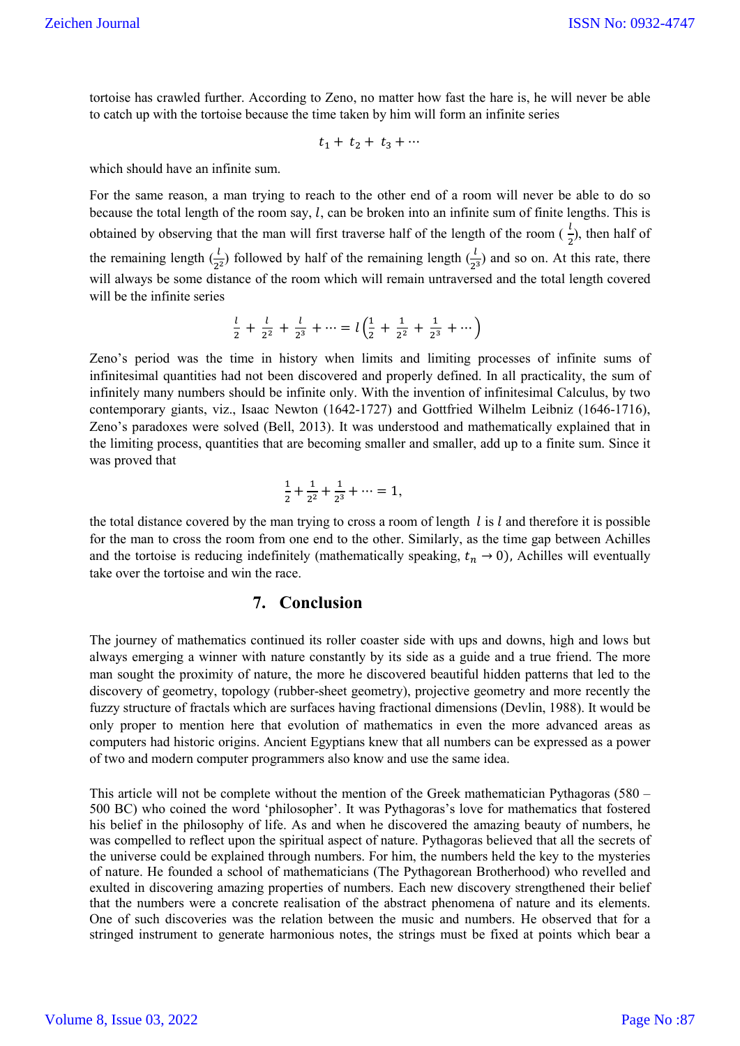tortoise has crawled further. According to Zeno, no matter how fast the hare is, he will never be able to catch up with the tortoise because the time taken by him will form an infinite series

$$t_1 + t_2 + t_3 + \cdots$$

which should have an infinite sum.

For the same reason, a man trying to reach to the other end of a room will never be able to do so because the total length of the room say, $l$, can be broken into an infinite sum of finite lengths. This is obtained by observing that the man will first traverse half of the length of the room ( $\frac{l}{2}$), then half of the remaining length ($\frac{l}{2^2}$) followed by half of the remaining length ($\frac{l}{2^3}$) and so on. At this rate, there will always be some distance of the room which will remain untraversed and the total length covered will be the infinite series

$$\frac{l}{2} + \frac{l}{2^2} + \frac{l}{2^3} + \cdots = l\left(\frac{1}{2} + \frac{1}{2^2} + \frac{1}{2^3} + \cdots\right)$$

Zeno's period was the time in history when limits and limiting processes of infinite sums of infinitesimal quantities had not been discovered and properly defined. In all practicality, the sum of infinitely many numbers should be infinite only. With the invention of infinitesimal Calculus, by two contemporary giants, viz., Isaac Newton (1642-1727) and Gottfried Wilhelm Leibniz (1646-1716), Zeno's paradoxes were solved (Bell, 2013). It was understood and mathematically explained that in the limiting process, quantities that are becoming smaller and smaller, add up to a finite sum. Since it was proved that

$$\frac{1}{2} + \frac{1}{2^2} + \frac{1}{2^3} + \cdots = 1,$$

the total distance covered by the man trying to cross a room of length $l$ is $l$ and therefore it is possible for the man to cross the room from one end to the other. Similarly, as the time gap between Achilles and the tortoise is reducing indefinitely (mathematically speaking, $t_n \to 0$), Achilles will eventually take over the tortoise and win the race.

## 7. Conclusion

The journey of mathematics continued its roller coaster side with ups and downs, high and lows but always emerging a winner with nature constantly by its side as a guide and a true friend. The more man sought the proximity of nature, the more he discovered beautiful hidden patterns that led to the discovery of geometry, topology (rubber-sheet geometry), projective geometry and more recently the fuzzy structure of fractals which are surfaces having fractional dimensions (Devlin, 1988). It would be only proper to mention here that evolution of mathematics in even the more advanced areas as computers had historic origins. Ancient Egyptians knew that all numbers can be expressed as a power of two and modern computer programmers also know and use the same idea.

This article will not be complete without the mention of the Greek mathematician Pythagoras (580 – 500 BC) who coined the word 'philosopher'. It was Pythagoras's love for mathematics that fostered his belief in the philosophy of life. As and when he discovered the amazing beauty of numbers, he was compelled to reflect upon the spiritual aspect of nature. Pythagoras believed that all the secrets of the universe could be explained through numbers. For him, the numbers held the key to the mysteries of nature. He founded a school of mathematicians (The Pythagorean Brotherhood) who revelled and exulted in discovering amazing properties of numbers. Each new discovery strengthened their belief that the numbers were a concrete realisation of the abstract phenomena of nature and its elements. One of such discoveries was the relation between the music and numbers. He observed that for a stringed instrument to generate harmonious notes, the strings must be fixed at points which bear a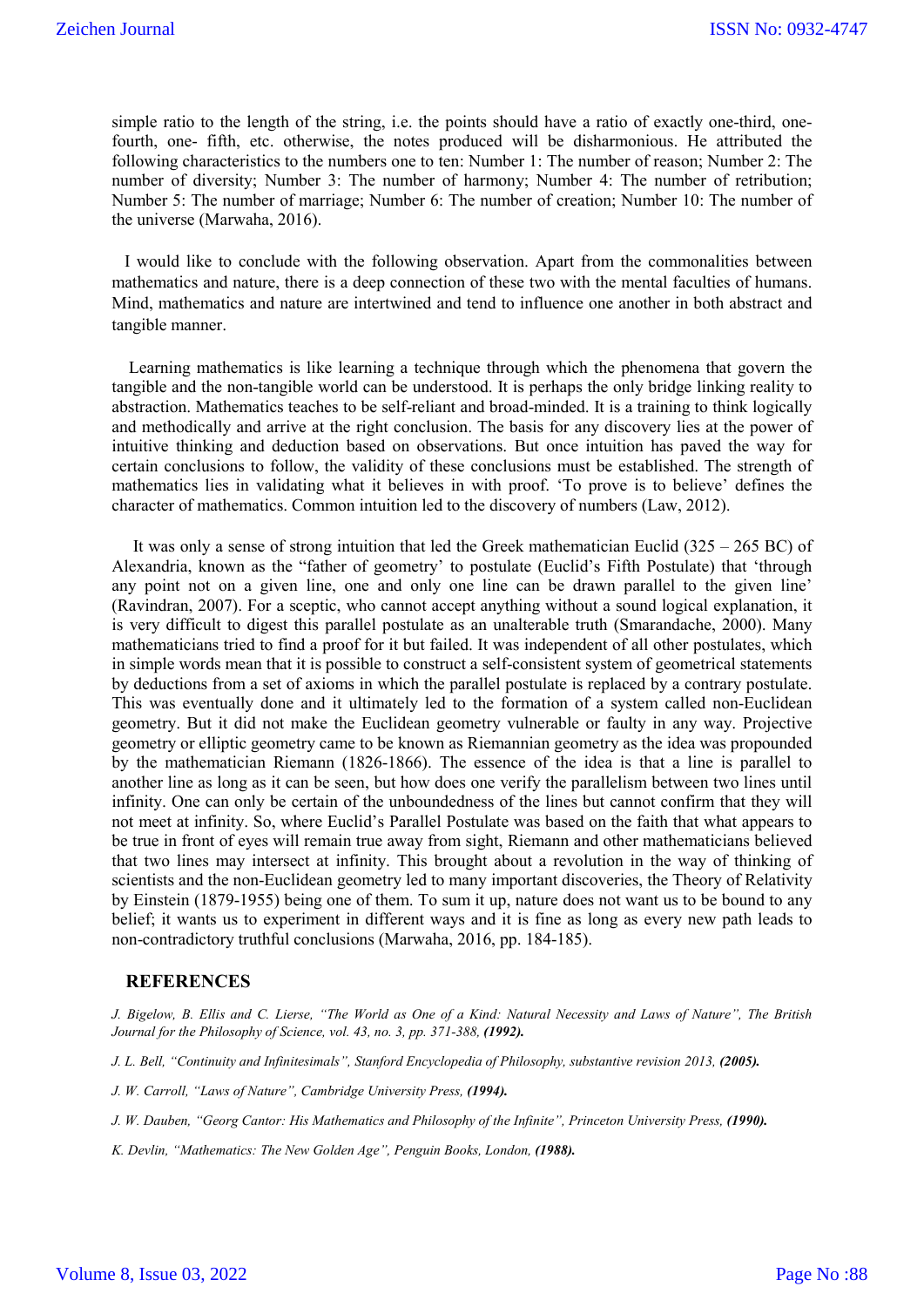simple ratio to the length of the string, i.e. the points should have a ratio of exactly one-third, one-fourth, one- fifth, etc. otherwise, the notes produced will be disharmonious. He attributed the following characteristics to the numbers one to ten: Number 1: The number of reason; Number 2: The number of diversity; Number 3: The number of harmony; Number 4: The number of retribution; Number 5: The number of marriage; Number 6: The number of creation; Number 10: The number of the universe (Marwaha, 2016).

I would like to conclude with the following observation. Apart from the commonalities between mathematics and nature, there is a deep connection of these two with the mental faculties of humans. Mind, mathematics and nature are intertwined and tend to influence one another in both abstract and tangible manner.

Learning mathematics is like learning a technique through which the phenomena that govern the tangible and the non-tangible world can be understood. It is perhaps the only bridge linking reality to abstraction. Mathematics teaches to be self-reliant and broad-minded. It is a training to think logically and methodically and arrive at the right conclusion. The basis for any discovery lies at the power of intuitive thinking and deduction based on observations. But once intuition has paved the way for certain conclusions to follow, the validity of these conclusions must be established. The strength of mathematics lies in validating what it believes in with proof. 'To prove is to believe' defines the character of mathematics. Common intuition led to the discovery of numbers (Law, 2012).

It was only a sense of strong intuition that led the Greek mathematician Euclid (325 – 265 BC) of Alexandria, known as the "father of geometry' to postulate (Euclid's Fifth Postulate) that 'through any point not on a given line, one and only one line can be drawn parallel to the given line' (Ravindran, 2007). For a sceptic, who cannot accept anything without a sound logical explanation, it is very difficult to digest this parallel postulate as an unalterable truth (Smarandache, 2000). Many mathematicians tried to find a proof for it but failed. It was independent of all other postulates, which in simple words mean that it is possible to construct a self-consistent system of geometrical statements by deductions from a set of axioms in which the parallel postulate is replaced by a contrary postulate. This was eventually done and it ultimately led to the formation of a system called non-Euclidean geometry. But it did not make the Euclidean geometry vulnerable or faulty in any way. Projective geometry or elliptic geometry came to be known as Riemannian geometry as the idea was propounded by the mathematician Riemann (1826-1866). The essence of the idea is that a line is parallel to another line as long as it can be seen, but how does one verify the parallelism between two lines until infinity. One can only be certain of the unboundedness of the lines but cannot confirm that they will not meet at infinity. So, where Euclid's Parallel Postulate was based on the faith that what appears to be true in front of eyes will remain true away from sight, Riemann and other mathematicians believed that two lines may intersect at infinity. This brought about a revolution in the way of thinking of scientists and the non-Euclidean geometry led to many important discoveries, the Theory of Relativity by Einstein (1879-1955) being one of them. To sum it up, nature does not want us to be bound to any belief; it wants us to experiment in different ways and it is fine as long as every new path leads to non-contradictory truthful conclusions (Marwaha, 2016, pp. 184-185).

## REFERENCES

*J. Bigelow, B. Ellis and C. Lierse, "The World as One of a Kind: Natural Necessity and Laws of Nature", The British Journal for the Philosophy of Science, vol. 43, no. 3, pp. 371-388, **(1992).***

*J. L. Bell, "Continuity and Infinitesimals", Stanford Encyclopedia of Philosophy, substantive revision 2013, **(2005).***

*J. W. Carroll, "Laws of Nature", Cambridge University Press, **(1994).***

*J. W. Dauben, "Georg Cantor: His Mathematics and Philosophy of the Infinite", Princeton University Press, **(1990).***

*K. Devlin, "Mathematics: The New Golden Age", Penguin Books, London, **(1988).***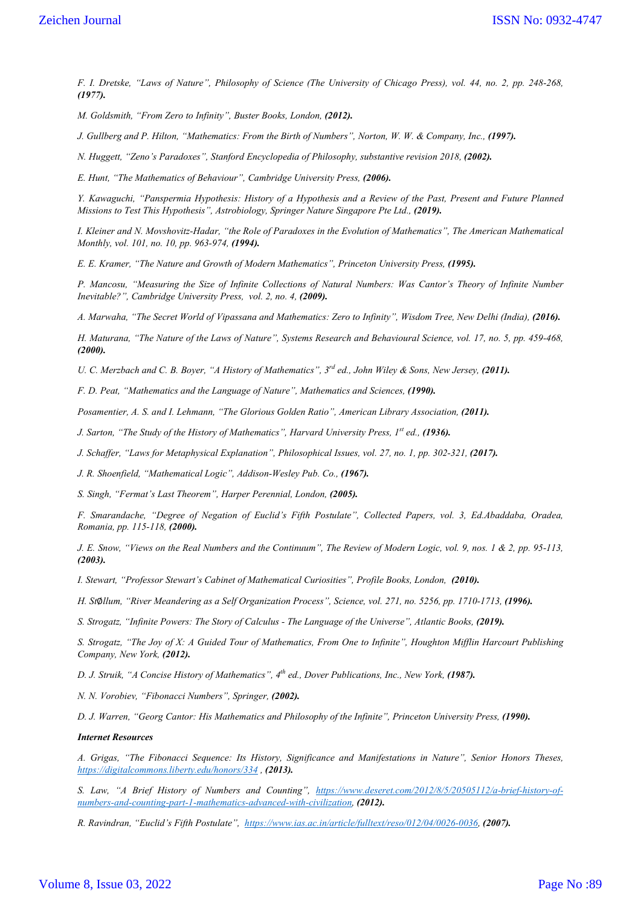*F. I. Dretske, “Laws of Nature”, Philosophy of Science (The University of Chicago Press), vol. 44, no. 2, pp. 248-268,* ***(1977).***

*M. Goldsmith, “From Zero to Infinity”, Buster Books, London,* ***(2012).***

*J. Gullberg and P. Hilton, “Mathematics: From the Birth of Numbers”, Norton, W. W. & Company, Inc.,* ***(1997).***

*N. Huggett, “Zeno’s Paradoxes”, Stanford Encyclopedia of Philosophy, substantive revision 2018,* ***(2002).***

*E. Hunt, “The Mathematics of Behaviour”, Cambridge University Press,* ***(2006).***

*Y. Kawaguchi, “Panspermia Hypothesis: History of a Hypothesis and a Review of the Past, Present and Future Planned Missions to Test This Hypothesis”, Astrobiology, Springer Nature Singapore Pte Ltd.,* ***(2019).***

*I. Kleiner and N. Movshovitz-Hadar, “the Role of Paradoxes in the Evolution of Mathematics”, The American Mathematical Monthly, vol. 101, no. 10, pp. 963-974,* ***(1994).***

*E. E. Kramer, “The Nature and Growth of Modern Mathematics”, Princeton University Press,* ***(1995).***

*P. Mancosu, “Measuring the Size of Infinite Collections of Natural Numbers: Was Cantor’s Theory of Infinite Number Inevitable?”, Cambridge University Press, vol. 2, no. 4,* ***(2009).***

*A. Marwaha, “The Secret World of Vipassana and Mathematics: Zero to Infinity”, Wisdom Tree, New Delhi (India),* ***(2016).***

*H. Maturana, “The Nature of the Laws of Nature”, Systems Research and Behavioural Science, vol. 17, no. 5, pp. 459-468,* ***(2000).***

*U. C. Merzbach and C. B. Boyer, “A History of Mathematics”, 3rd ed., John Wiley & Sons, New Jersey,* ***(2011).***

*F. D. Peat, “Mathematics and the Language of Nature”, Mathematics and Sciences,* ***(1990).***

*Posamentier, A. S. and I. Lehmann, “The Glorious Golden Ratio”, American Library Association,* ***(2011).***

*J. Sarton, “The Study of the History of Mathematics”, Harvard University Press, 1st ed.,* ***(1936).***

*J. Schaffer, “Laws for Metaphysical Explanation”, Philosophical Issues, vol. 27, no. 1, pp. 302-321,* ***(2017).***

*J. R. Shoenfield, “Mathematical Logic”, Addison-Wesley Pub. Co.,* ***(1967).***

*S. Singh, “Fermat’s Last Theorem”, Harper Perennial, London,* ***(2005).***

*F. Smarandache, “Degree of Negation of Euclid’s Fifth Postulate”, Collected Papers, vol. 3, Ed.Abaddaba, Oradea, Romania, pp. 115-118,* ***(2000).***

*J. E. Snow, “Views on the Real Numbers and the Continuum”, The Review of Modern Logic, vol. 9, nos. 1 & 2, pp. 95-113,* ***(2003).***

*I. Stewart, “Professor Stewart’s Cabinet of Mathematical Curiosities”, Profile Books, London,* ***(2010).***

*H. St∅llum, “River Meandering as a Self Organization Process”, Science, vol. 271, no. 5256, pp. 1710-1713,* ***(1996).***

*S. Strogatz, “Infinite Powers: The Story of Calculus - The Language of the Universe”, Atlantic Books,* ***(2019).***

*S. Strogatz, “The Joy of X: A Guided Tour of Mathematics, From One to Infinite”, Houghton Mifflin Harcourt Publishing Company, New York,* ***(2012).***

*D. J. Struik, “A Concise History of Mathematics”, 4th ed., Dover Publications, Inc., New York,* ***(1987).***

*N. N. Vorobiev, “Fibonacci Numbers”, Springer,* ***(2002).***

*D. J. Warren, “Georg Cantor: His Mathematics and Philosophy of the Infinite”, Princeton University Press,* ***(1990).***

***Internet Resources***

*A. Grigas, “The Fibonacci Sequence: Its History, Significance and Manifestations in Nature”, Senior Honors Theses, https://digitalcommons.liberty.edu/honors/334 ,* ***(2013).***

*S. Law, “A Brief History of Numbers and Counting”, https://www.deseret.com/2012/8/5/20505112/a-brief-history-of-numbers-and-counting-part-1-mathematics-advanced-with-civilization,* ***(2012).***

*R. Ravindran, “Euclid’s Fifth Postulate”, https://www.ias.ac.in/article/fulltext/reso/012/04/0026-0036,* ***(2007).***